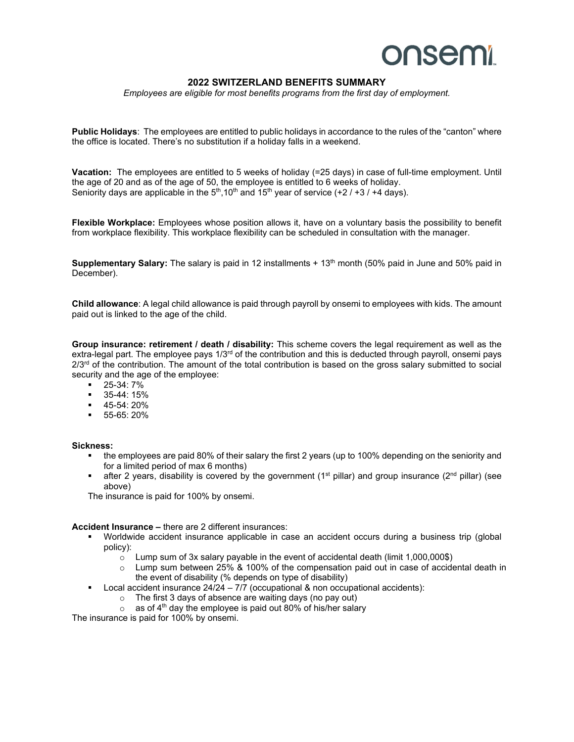# 2022 SWITZERLAND BENEFITS SUMMARY

*Employees are eligible for most benefits programs from the first day of employment.*

**Public Holidays**: The employees are entitled to public holidays in accordance to the rules of the "canton" where the office is located. There's no substitution if a holiday falls in a weekend.

**Vacation:** The employees are entitled to 5 weeks of holiday (=25 days) in case of full-time employment. Until the age of 20 and as of the age of 50, the employee is entitled to 6 weeks of holiday.
Seniority days are applicable in the 5th,10th and 15th year of service (+2 / +3 / +4 days).

**Flexible Workplace:** Employees whose position allows it, have on a voluntary basis the possibility to benefit from workplace flexibility. This workplace flexibility can be scheduled in consultation with the manager.

**Supplementary Salary:** The salary is paid in 12 installments + 13th month (50% paid in June and 50% paid in December).

**Child allowance**: A legal child allowance is paid through payroll by onsemi to employees with kids. The amount paid out is linked to the age of the child.

**Group insurance: retirement / death / disability:** This scheme covers the legal requirement as well as the extra-legal part. The employee pays 1/3rd of the contribution and this is deducted through payroll, onsemi pays 2/3rd of the contribution. The amount of the total contribution is based on the gross salary submitted to social security and the age of the employee:

- 25-34: 7%
- 35-44: 15%
- 45-54: 20%
- 55-65: 20%

**Sickness:**

- the employees are paid 80% of their salary the first 2 years (up to 100% depending on the seniority and for a limited period of max 6 months)
- after 2 years, disability is covered by the government (1st pillar) and group insurance (2nd pillar) (see above)

The insurance is paid for 100% by onsemi.

**Accident Insurance –** there are 2 different insurances:

- Worldwide accident insurance applicable in case an accident occurs during a business trip (global policy):
  - Lump sum of 3x salary payable in the event of accidental death (limit 1,000,000$)
  - Lump sum between 25% & 100% of the compensation paid out in case of accidental death in the event of disability (% depends on type of disability)
- Local accident insurance 24/24 – 7/7 (occupational & non occupational accidents):
  - The first 3 days of absence are waiting days (no pay out)
  - as of 4th day the employee is paid out 80% of his/her salary

The insurance is paid for 100% by onsemi.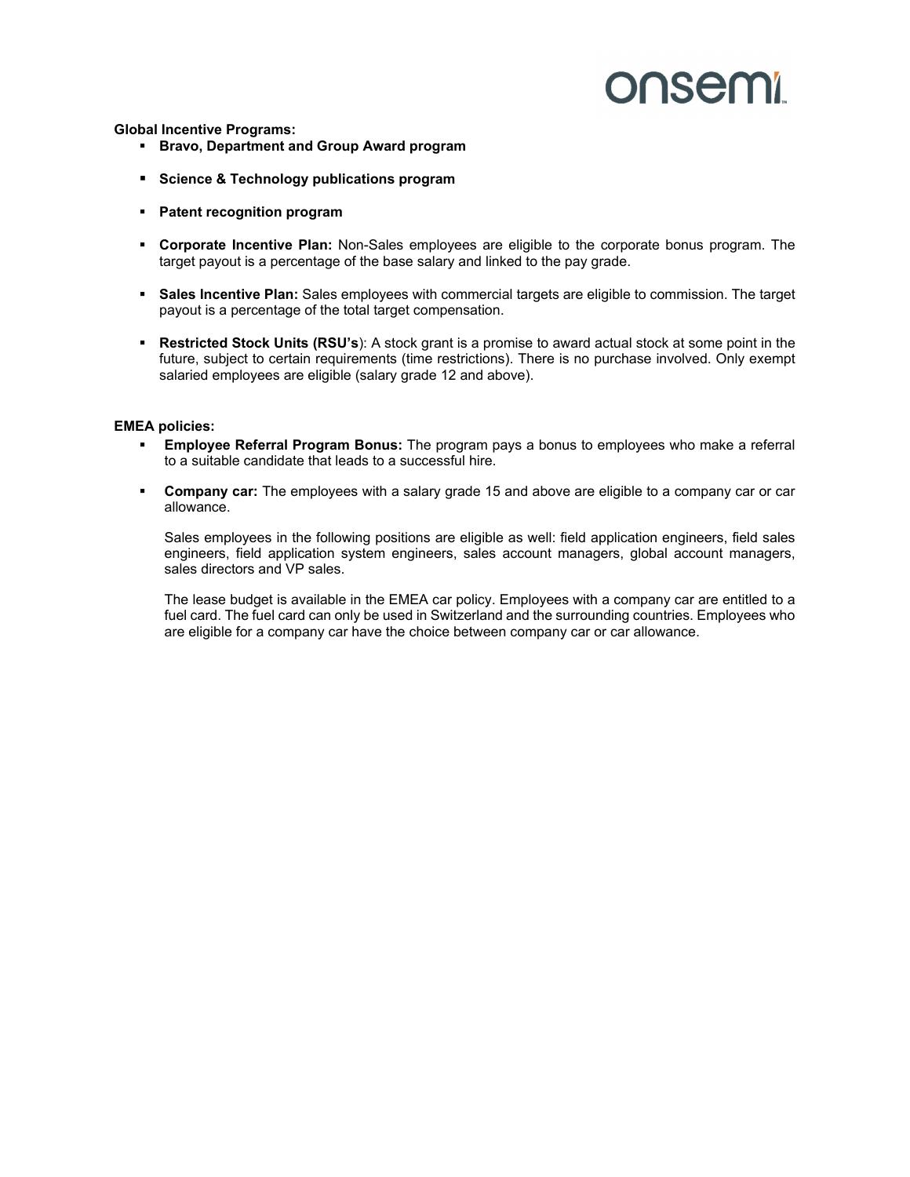**Global Incentive Programs:**

- **Bravo, Department and Group Award program**
- **Science & Technology publications program**
- **Patent recognition program**
- **Corporate Incentive Plan:** Non-Sales employees are eligible to the corporate bonus program. The target payout is a percentage of the base salary and linked to the pay grade.
- **Sales Incentive Plan:** Sales employees with commercial targets are eligible to commission. The target payout is a percentage of the total target compensation.
- **Restricted Stock Units (RSU's**): A stock grant is a promise to award actual stock at some point in the future, subject to certain requirements (time restrictions). There is no purchase involved. Only exempt salaried employees are eligible (salary grade 12 and above).

**EMEA policies:**

- **Employee Referral Program Bonus:** The program pays a bonus to employees who make a referral to a suitable candidate that leads to a successful hire.
- **Company car:** The employees with a salary grade 15 and above are eligible to a company car or car allowance.

  Sales employees in the following positions are eligible as well: field application engineers, field sales engineers, field application system engineers, sales account managers, global account managers, sales directors and VP sales.

  The lease budget is available in the EMEA car policy. Employees with a company car are entitled to a fuel card. The fuel card can only be used in Switzerland and the surrounding countries. Employees who are eligible for a company car have the choice between company car or car allowance.